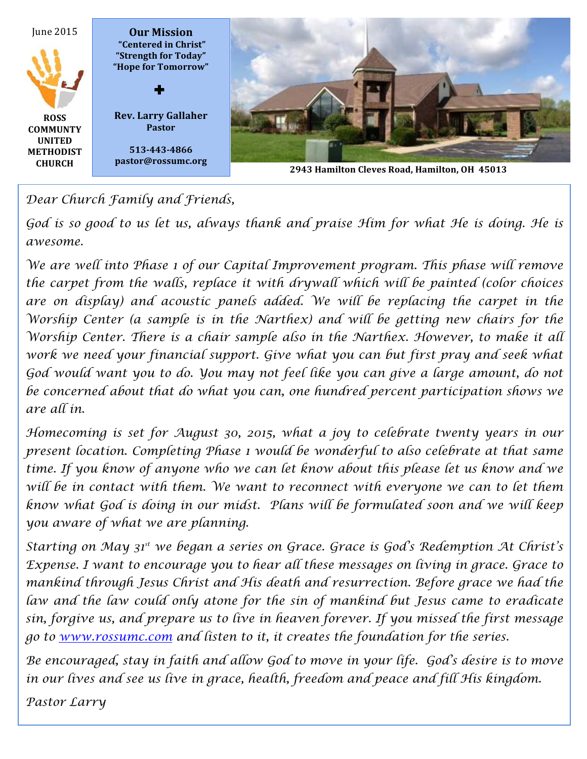June 2015

**ROSS COMMUNITY UNITED METHODIST CHURCH**

**Our Mission**
**"Centered in Christ"**
**"Strength for Today"**
**"Hope for Tomorrow"**

✚

**Rev. Larry Gallaher**
**Pastor**

**513-443-4866**
**pastor@rossumc.org**

**2943 Hamilton Cleves Road, Hamilton, OH 45013**

*Dear Church Family and Friends,*

*God is so good to us let us, always thank and praise Him for what He is doing. He is awesome.*

*We are well into Phase 1 of our Capital Improvement program. This phase will remove the carpet from the walls, replace it with drywall which will be painted (color choices are on display) and acoustic panels added. We will be replacing the carpet in the Worship Center (a sample is in the Narthex) and will be getting new chairs for the Worship Center. There is a chair sample also in the Narthex. However, to make it all work we need your financial support. Give what you can but first pray and seek what God would want you to do. You may not feel like you can give a large amount, do not be concerned about that do what you can, one hundred percent participation shows we are all in.*

*Homecoming is set for August 30, 2015, what a joy to celebrate twenty years in our present location. Completing Phase 1 would be wonderful to also celebrate at that same time. If you know of anyone who we can let know about this please let us know and we will be in contact with them. We want to reconnect with everyone we can to let them know what God is doing in our midst. Plans will be formulated soon and we will keep you aware of what we are planning.*

*Starting on May 31st we began a series on Grace. Grace is God's Redemption At Christ's Expense. I want to encourage you to hear all these messages on living in grace. Grace to mankind through Jesus Christ and His death and resurrection. Before grace we had the law and the law could only atone for the sin of mankind but Jesus came to eradicate sin, forgive us, and prepare us to live in heaven forever. If you missed the first message go to [www.rossumc.com](http://www.rossumc.com) and listen to it, it creates the foundation for the series.*

*Be encouraged, stay in faith and allow God to move in your life. God's desire is to move in our lives and see us live in grace, health, freedom and peace and fill His kingdom.*

*Pastor Larry*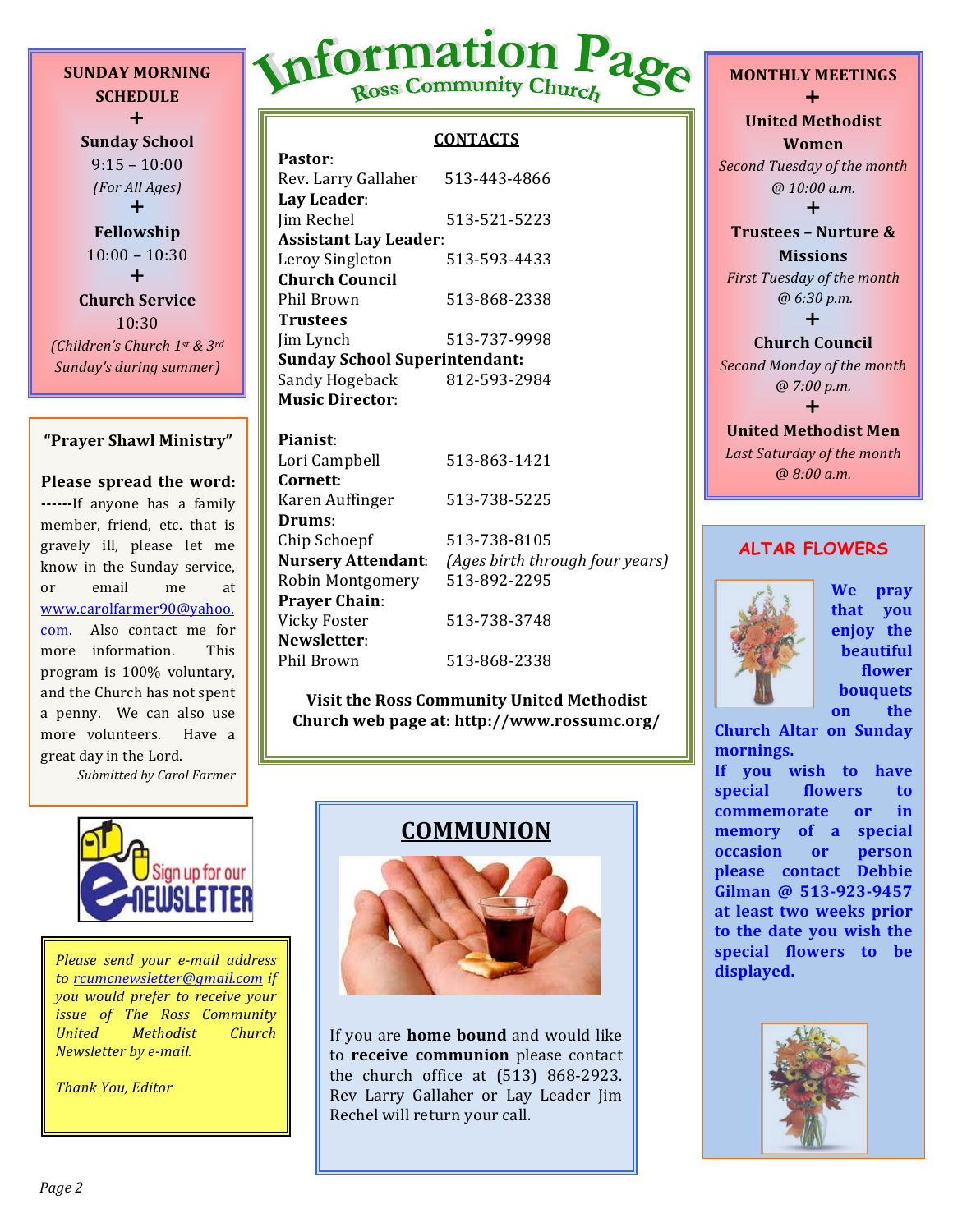# Information Page

## Ross Community Church

**SUNDAY MORNING SCHEDULE**

+

**Sunday School**
9:15 – 10:00
*(For All Ages)*

+

**Fellowship**
10:00 – 10:30

+

**Church Service**
10:30
*(Children's Church 1st & 3rd Sunday's during summer)*

### CONTACTS

| | |
|---|---|
| **Pastor**: | |
| Rev. Larry Gallaher | 513-443-4866 |
| **Lay Leader**: | |
| Jim Rechel | 513-521-5223 |
| **Assistant Lay Leader**: | |
| Leroy Singleton | 513-593-4433 |
| **Church Council** | |
| Phil Brown | 513-868-2338 |
| **Trustees** | |
| Jim Lynch | 513-737-9998 |
| **Sunday School Superintendant:** | |
| Sandy Hogeback | 812-593-2984 |
| **Music Director**: | |
| | |
| **Pianist**: | |
| Lori Campbell | 513-863-1421 |
| **Cornett**: | |
| Karen Auffinger | 513-738-5225 |
| **Drums**: | |
| Chip Schoepf | 513-738-8105 |
| **Nursery Attendant**: | *(Ages birth through four years)* |
| Robin Montgomery | 513-892-2295 |
| **Prayer Chain**: | |
| Vicky Foster | 513-738-3748 |
| **Newsletter**: | |
| Phil Brown | 513-868-2338 |

**Visit the Ross Community United Methodist Church web page at: http://www.rossumc.org/**

**MONTHLY MEETINGS**

+

**United Methodist Women**
*Second Tuesday of the month @ 10:00 a.m.*

+

**Trustees – Nurture & Missions**
*First Tuesday of the month @ 6:30 p.m.*

+

**Church Council**
*Second Monday of the month @ 7:00 p.m.*

+

**United Methodist Men**
*Last Saturday of the month @ 8:00 a.m.*

### "Prayer Shawl Ministry"

**Please spread the word:** **------**If anyone has a family member, friend, etc. that is gravely ill, please let me know in the Sunday service, or email me at www.carolfarmer90@yahoo.com. Also contact me for more information. This program is 100% voluntary, and the Church has not spent a penny. We can also use more volunteers. Have a great day in the Lord.

*Submitted by Carol Farmer*

Sign up for our eNEWSLETTER

*Please send your e-mail address to rcumcnewsletter@gmail.com if you would prefer to receive your issue of The Ross Community United Methodist Church Newsletter by e-mail.*

*Thank You, Editor*

### COMMUNION

If you are **home bound** and would like to **receive communion** please contact the church office at (513) 868-2923. Rev Larry Gallaher or Lay Leader Jim Rechel will return your call.

### ALTAR FLOWERS

**We pray that you enjoy the beautiful flower bouquets on the Church Altar on Sunday mornings.**

**If you wish to have special flowers to commemorate or in memory of a special occasion or person please contact Debbie Gilman @ 513-923-9457 at least two weeks prior to the date you wish the special flowers to be displayed.**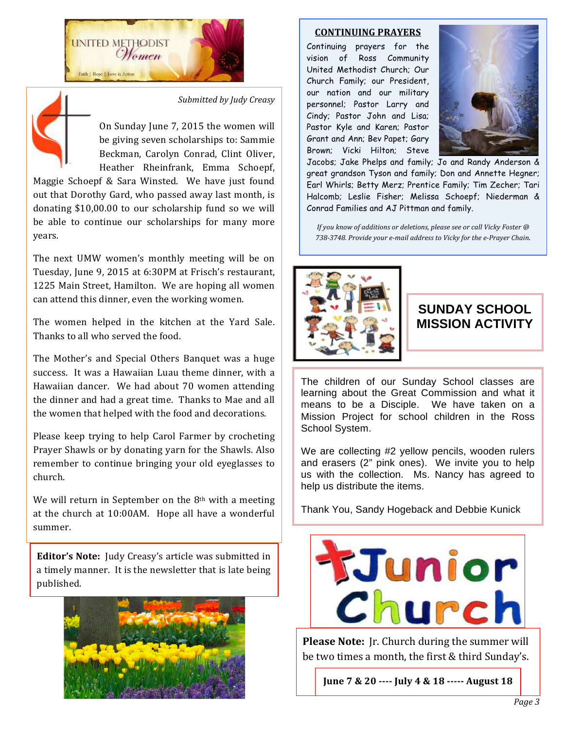*Submitted by Judy Creasy*

On Sunday June 7, 2015 the women will be giving seven scholarships to: Sammie Beckman, Carolyn Conrad, Clint Oliver, Heather Rheinfrank, Emma Schoepf, Maggie Schoepf & Sara Winsted. We have just found out that Dorothy Gard, who passed away last month, is donating $10,00.00 to our scholarship fund so we will be able to continue our scholarships for many more years.

The next UMW women's monthly meeting will be on Tuesday, June 9, 2015 at 6:30PM at Frisch's restaurant, 1225 Main Street, Hamilton. We are hoping all women can attend this dinner, even the working women.

The women helped in the kitchen at the Yard Sale. Thanks to all who served the food.

The Mother's and Special Others Banquet was a huge success. It was a Hawaiian Luau theme dinner, with a Hawaiian dancer. We had about 70 women attending the dinner and had a great time. Thanks to Mae and all the women that helped with the food and decorations.

Please keep trying to help Carol Farmer by crocheting Prayer Shawls or by donating yarn for the Shawls. Also remember to continue bringing your old eyeglasses to church.

We will return in September on the 8th with a meeting at the church at 10:00AM. Hope all have a wonderful summer.

**Editor's Note:** Judy Creasy's article was submitted in a timely manner. It is the newsletter that is late being published.

## CONTINUING PRAYERS

Continuing prayers for the vision of Ross Community United Methodist Church; Our Church Family; our President, our nation and our military personnel; Pastor Larry and Cindy; Pastor John and Lisa; Pastor Kyle and Karen; Pastor Grant and Ann; Bev Papet; Gary Brown; Vicki Hilton; Steve Jacobs; Jake Phelps and family; Jo and Randy Anderson & great grandson Tyson and family; Don and Annette Hegner; Earl Whirls; Betty Merz; Prentice Family; Tim Zecher; Tari Halcomb; Leslie Fisher; Melissa Schoepf; Niederman & Conrad Families and AJ Pittman and family.

*If you know of additions or deletions, please see or call Vicky Foster @ 738-3748. Provide your e-mail address to Vicky for the e-Prayer Chain.*

## SUNDAY SCHOOL MISSION ACTIVITY

The children of our Sunday School classes are learning about the Great Commission and what it means to be a Disciple. We have taken on a Mission Project for school children in the Ross School System.

We are collecting #2 yellow pencils, wooden rulers and erasers (2" pink ones). We invite you to help us with the collection. Ms. Nancy has agreed to help us distribute the items.

Thank You, Sandy Hogeback and Debbie Kunick

## Junior Church

**Please Note:** Jr. Church during the summer will be two times a month, the first & third Sunday's.

**June 7 & 20 ---- July 4 & 18 ----- August 18**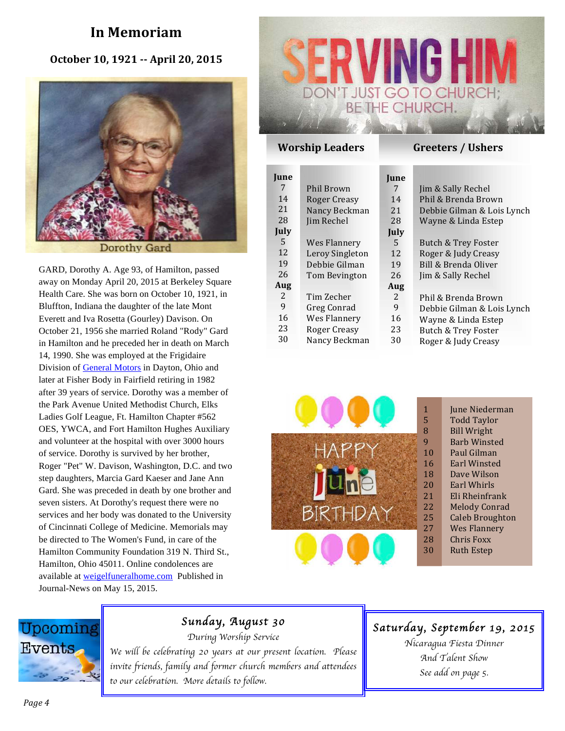# In Memoriam

**October 10, 1921 -- April 20, 2015**

Dorothy Gard

GARD, Dorothy A. Age 93, of Hamilton, passed away on Monday April 20, 2015 at Berkeley Square Health Care. She was born on October 10, 1921, in Bluffton, Indiana the daughter of the late Mont Everett and Iva Rosetta (Gourley) Davison. On October 21, 1956 she married Roland "Rody" Gard in Hamilton and he preceded her in death on March 14, 1990. She was employed at the Frigidaire Division of General Motors in Dayton, Ohio and later at Fisher Body in Fairfield retiring in 1982 after 39 years of service. Dorothy was a member of the Park Avenue United Methodist Church, Elks Ladies Golf League, Ft. Hamilton Chapter #562 OES, YWCA, and Fort Hamilton Hughes Auxiliary and volunteer at the hospital with over 3000 hours of service. Dorothy is survived by her brother, Roger "Pet" W. Davison, Washington, D.C. and two step daughters, Marcia Gard Kaeser and Jane Ann Gard. She was preceded in death by one brother and seven sisters. At Dorothy's request there were no services and her body was donated to the University of Cincinnati College of Medicine. Memorials may be directed to The Women's Fund, in care of the Hamilton Community Foundation 319 N. Third St., Hamilton, Ohio 45011. Online condolences are available at weigelfuneralhome.com Published in Journal-News on May 15, 2015.

# SERVING HIM

DON'T JUST GO TO CHURCH; BE THE CHURCH.

| | Worship Leaders | | Greeters / Ushers |
|---|---|---|---|
| **June** | | **June** | |
| 7 | Phil Brown | 7 | Jim & Sally Rechel |
| 14 | Roger Creasy | 14 | Phil & Brenda Brown |
| 21 | Nancy Beckman | 21 | Debbie Gilman & Lois Lynch |
| 28 | Jim Rechel | 28 | Wayne & Linda Estep |
| **July** | | **July** | |
| 5 | Wes Flannery | 5 | Butch & Trey Foster |
| 12 | Leroy Singleton | 12 | Roger & Judy Creasy |
| 19 | Debbie Gilman | 19 | Bill & Brenda Oliver |
| 26 | Tom Bevington | 26 | Jim & Sally Rechel |
| **Aug** | | **Aug** | |
| 2 | Tim Zecher | 2 | Phil & Brenda Brown |
| 9 | Greg Conrad | 9 | Debbie Gilman & Lois Lynch |
| 16 | Wes Flannery | 16 | Wayne & Linda Estep |
| 23 | Roger Creasy | 23 | Butch & Trey Foster |
| 30 | Nancy Beckman | 30 | Roger & Judy Creasy |

## HAPPY June BIRTHDAY

| Day | Name |
|---|---|
| 1 | June Niederman |
| 5 | Todd Taylor |
| 8 | Bill Wright |
| 9 | Barb Winsted |
| 10 | Paul Gilman |
| 16 | Earl Winsted |
| 18 | Dave Wilson |
| 20 | Earl Whirls |
| 21 | Eli Rheinfrank |
| 22 | Melody Conrad |
| 25 | Caleb Broughton |
| 27 | Wes Flannery |
| 28 | Chris Foxx |
| 30 | Ruth Estep |

## Upcoming Events

### *Sunday, August 30*

*During Worship Service*

*We will be celebrating 20 years at our present location. Please invite friends, family and former church members and attendees to our celebration. More details to follow.*

### *Saturday, September 19, 2015*

*Nicaragua Fiesta Dinner*

*And Talent Show*

*See add on page 5.*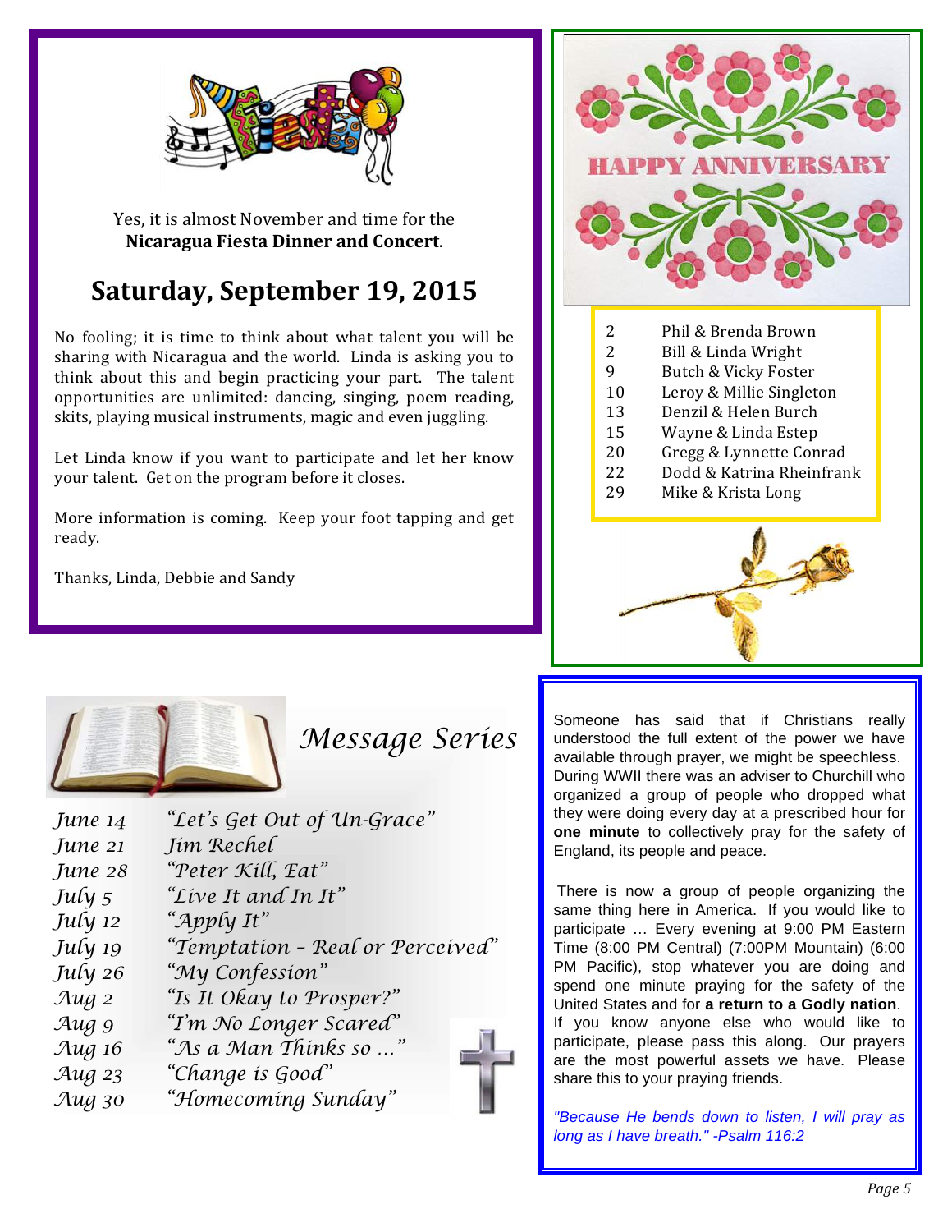Yes, it is almost November and time for the **Nicaragua Fiesta Dinner and Concert**.

## Saturday, September 19, 2015

No fooling; it is time to think about what talent you will be sharing with Nicaragua and the world. Linda is asking you to think about this and begin practicing your part. The talent opportunities are unlimited: dancing, singing, poem reading, skits, playing musical instruments, magic and even juggling.

Let Linda know if you want to participate and let her know your talent. Get on the program before it closes.

More information is coming. Keep your foot tapping and get ready.

Thanks, Linda, Debbie and Sandy

## HAPPY ANNIVERSARY

| | |
|---|---|
| 2 | Phil & Brenda Brown |
| 2 | Bill & Linda Wright |
| 9 | Butch & Vicky Foster |
| 10 | Leroy & Millie Singleton |
| 13 | Denzil & Helen Burch |
| 15 | Wayne & Linda Estep |
| 20 | Gregg & Lynnette Conrad |
| 22 | Dodd & Katrina Rheinfrank |
| 29 | Mike & Krista Long |

## *Message Series*

| | |
|---|---|
| *June 14* | *"Let's Get Out of Un-Grace"* |
| *June 21* | *Jim Rechel* |
| *June 28* | *"Peter Kill, Eat"* |
| *July 5* | *"Live It and In It"* |
| *July 12* | *"Apply It"* |
| *July 19* | *"Temptation – Real or Perceived"* |
| *July 26* | *"My Confession"* |
| *Aug 2* | *"Is It Okay to Prosper?"* |
| *Aug 9* | *"I'm No Longer Scared"* |
| *Aug 16* | *"As a Man Thinks so …"* |
| *Aug 23* | *"Change is Good"* |
| *Aug 30* | *"Homecoming Sunday"* |

Someone has said that if Christians really understood the full extent of the power we have available through prayer, we might be speechless. During WWII there was an adviser to Churchill who organized a group of people who dropped what they were doing every day at a prescribed hour for **one minute** to collectively pray for the safety of England, its people and peace.

There is now a group of people organizing the same thing here in America. If you would like to participate … Every evening at 9:00 PM Eastern Time (8:00 PM Central) (7:00PM Mountain) (6:00 PM Pacific), stop whatever you are doing and spend one minute praying for the safety of the United States and for **a return to a Godly nation**. If you know anyone else who would like to participate, please pass this along. Our prayers are the most powerful assets we have. Please share this to your praying friends.

*"Because He bends down to listen, I will pray as long as I have breath." -Psalm 116:2*